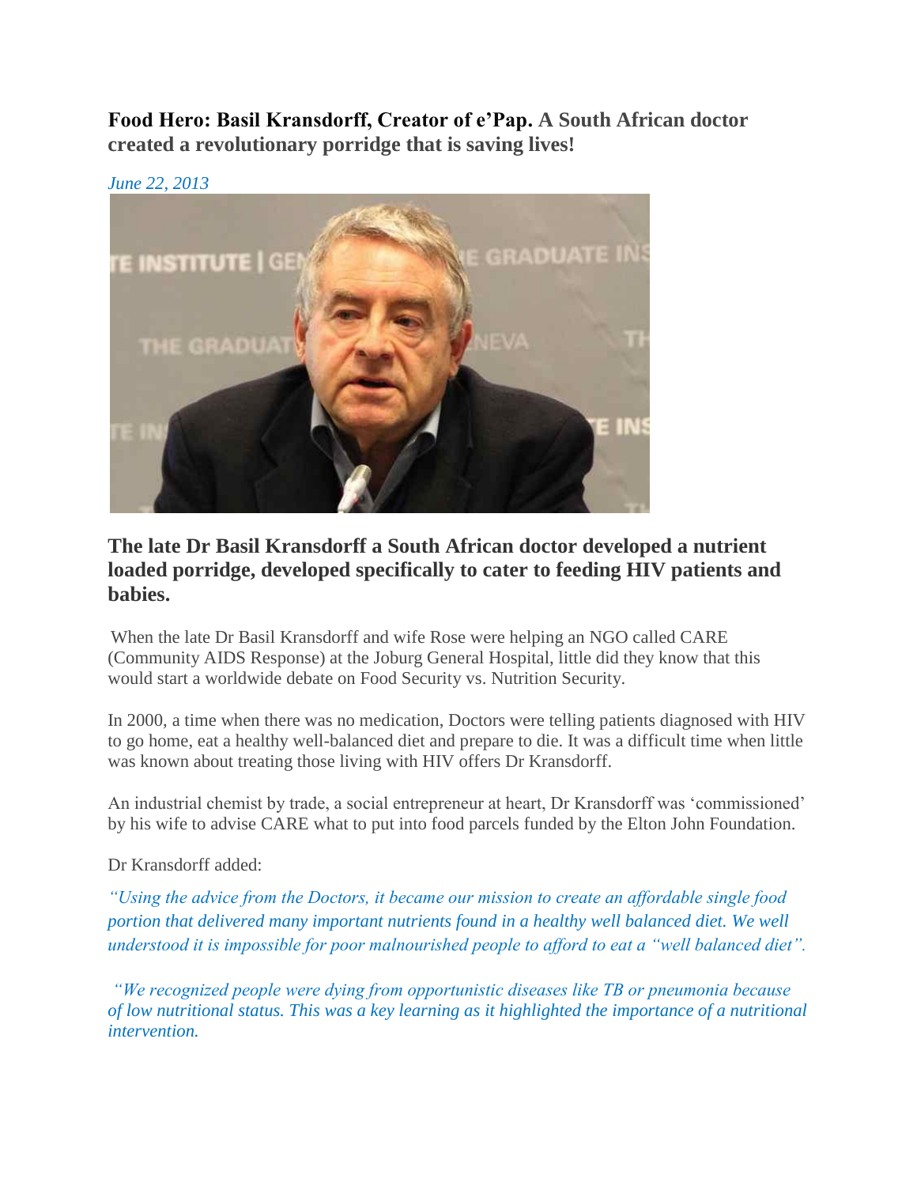**Food Hero: Basil Kransdorff, Creator of e'Pap. A South African doctor created a revolutionary porridge that is saving lives!**

*June 22, 2013*

## The late Dr Basil Kransdorff a South African doctor developed a nutrient loaded porridge, developed specifically to cater to feeding HIV patients and babies.

When the late Dr Basil Kransdorff and wife Rose were helping an NGO called CARE (Community AIDS Response) at the Joburg General Hospital, little did they know that this would start a worldwide debate on Food Security vs. Nutrition Security.

In 2000, a time when there was no medication, Doctors were telling patients diagnosed with HIV to go home, eat a healthy well-balanced diet and prepare to die. It was a difficult time when little was known about treating those living with HIV offers Dr Kransdorff.

An industrial chemist by trade, a social entrepreneur at heart, Dr Kransdorff was 'commissioned' by his wife to advise CARE what to put into food parcels funded by the Elton John Foundation.

Dr Kransdorff added:

*"Using the advice from the Doctors, it became our mission to create an affordable single food portion that delivered many important nutrients found in a healthy well balanced diet. We well understood it is impossible for poor malnourished people to afford to eat a "well balanced diet".*

*"We recognized people were dying from opportunistic diseases like TB or pneumonia because of low nutritional status. This was a key learning as it highlighted the importance of a nutritional intervention.*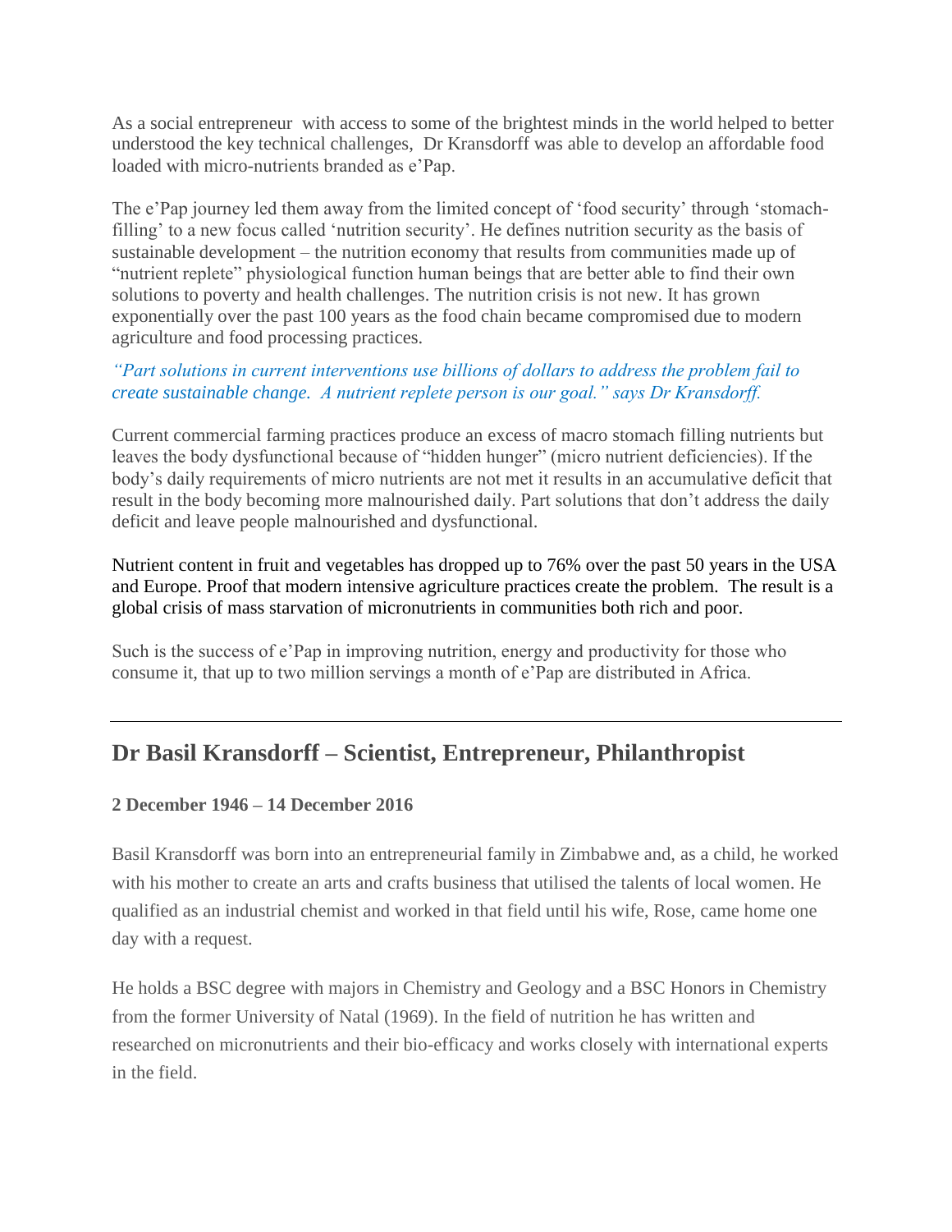As a social entrepreneur with access to some of the brightest minds in the world helped to better understood the key technical challenges, Dr Kransdorff was able to develop an affordable food loaded with micro-nutrients branded as e'Pap.

The e'Pap journey led them away from the limited concept of 'food security' through 'stomach-filling' to a new focus called 'nutrition security'. He defines nutrition security as the basis of sustainable development – the nutrition economy that results from communities made up of "nutrient replete" physiological function human beings that are better able to find their own solutions to poverty and health challenges. The nutrition crisis is not new. It has grown exponentially over the past 100 years as the food chain became compromised due to modern agriculture and food processing practices.

*"Part solutions in current interventions use billions of dollars to address the problem fail to create sustainable change. A nutrient replete person is our goal." says Dr Kransdorff.*

Current commercial farming practices produce an excess of macro stomach filling nutrients but leaves the body dysfunctional because of "hidden hunger" (micro nutrient deficiencies). If the body's daily requirements of micro nutrients are not met it results in an accumulative deficit that result in the body becoming more malnourished daily. Part solutions that don't address the daily deficit and leave people malnourished and dysfunctional.

Nutrient content in fruit and vegetables has dropped up to 76% over the past 50 years in the USA and Europe. Proof that modern intensive agriculture practices create the problem. The result is a global crisis of mass starvation of micronutrients in communities both rich and poor.

Such is the success of e'Pap in improving nutrition, energy and productivity for those who consume it, that up to two million servings a month of e'Pap are distributed in Africa.

---

## Dr Basil Kransdorff – Scientist, Entrepreneur, Philanthropist

**2 December 1946 – 14 December 2016**

Basil Kransdorff was born into an entrepreneurial family in Zimbabwe and, as a child, he worked with his mother to create an arts and crafts business that utilised the talents of local women. He qualified as an industrial chemist and worked in that field until his wife, Rose, came home one day with a request.

He holds a BSC degree with majors in Chemistry and Geology and a BSC Honors in Chemistry from the former University of Natal (1969). In the field of nutrition he has written and researched on micronutrients and their bio-efficacy and works closely with international experts in the field.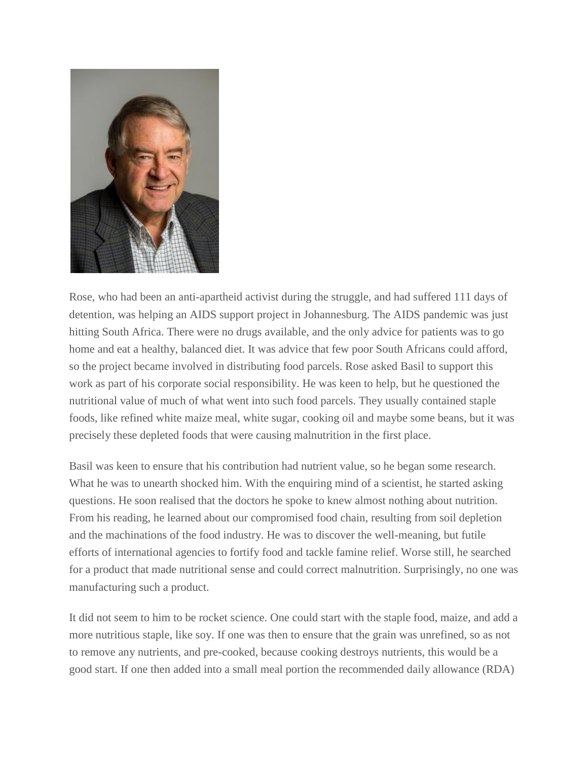Rose, who had been an anti-apartheid activist during the struggle, and had suffered 111 days of detention, was helping an AIDS support project in Johannesburg. The AIDS pandemic was just hitting South Africa. There were no drugs available, and the only advice for patients was to go home and eat a healthy, balanced diet. It was advice that few poor South Africans could afford, so the project became involved in distributing food parcels. Rose asked Basil to support this work as part of his corporate social responsibility. He was keen to help, but he questioned the nutritional value of much of what went into such food parcels. They usually contained staple foods, like refined white maize meal, white sugar, cooking oil and maybe some beans, but it was precisely these depleted foods that were causing malnutrition in the first place.

Basil was keen to ensure that his contribution had nutrient value, so he began some research. What he was to unearth shocked him. With the enquiring mind of a scientist, he started asking questions. He soon realised that the doctors he spoke to knew almost nothing about nutrition. From his reading, he learned about our compromised food chain, resulting from soil depletion and the machinations of the food industry. He was to discover the well-meaning, but futile efforts of international agencies to fortify food and tackle famine relief. Worse still, he searched for a product that made nutritional sense and could correct malnutrition. Surprisingly, no one was manufacturing such a product.

It did not seem to him to be rocket science. One could start with the staple food, maize, and add a more nutritious staple, like soy. If one was then to ensure that the grain was unrefined, so as not to remove any nutrients, and pre-cooked, because cooking destroys nutrients, this would be a good start. If one then added into a small meal portion the recommended daily allowance (RDA)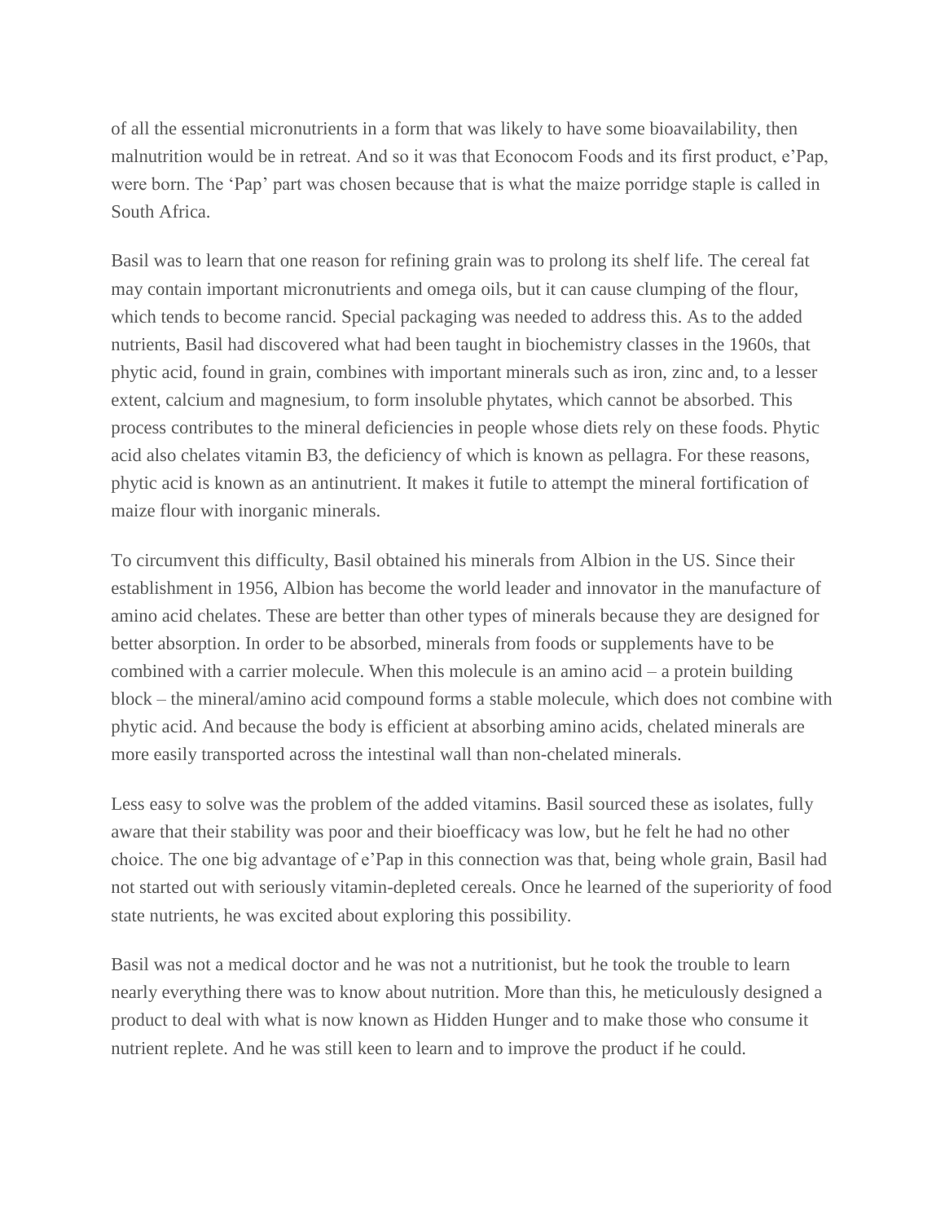of all the essential micronutrients in a form that was likely to have some bioavailability, then malnutrition would be in retreat. And so it was that Econocom Foods and its first product, e'Pap, were born. The 'Pap' part was chosen because that is what the maize porridge staple is called in South Africa.

Basil was to learn that one reason for refining grain was to prolong its shelf life. The cereal fat may contain important micronutrients and omega oils, but it can cause clumping of the flour, which tends to become rancid. Special packaging was needed to address this. As to the added nutrients, Basil had discovered what had been taught in biochemistry classes in the 1960s, that phytic acid, found in grain, combines with important minerals such as iron, zinc and, to a lesser extent, calcium and magnesium, to form insoluble phytates, which cannot be absorbed. This process contributes to the mineral deficiencies in people whose diets rely on these foods. Phytic acid also chelates vitamin B3, the deficiency of which is known as pellagra. For these reasons, phytic acid is known as an antinutrient. It makes it futile to attempt the mineral fortification of maize flour with inorganic minerals.

To circumvent this difficulty, Basil obtained his minerals from Albion in the US. Since their establishment in 1956, Albion has become the world leader and innovator in the manufacture of amino acid chelates. These are better than other types of minerals because they are designed for better absorption. In order to be absorbed, minerals from foods or supplements have to be combined with a carrier molecule. When this molecule is an amino acid – a protein building block – the mineral/amino acid compound forms a stable molecule, which does not combine with phytic acid. And because the body is efficient at absorbing amino acids, chelated minerals are more easily transported across the intestinal wall than non-chelated minerals.

Less easy to solve was the problem of the added vitamins. Basil sourced these as isolates, fully aware that their stability was poor and their bioefficacy was low, but he felt he had no other choice. The one big advantage of e'Pap in this connection was that, being whole grain, Basil had not started out with seriously vitamin-depleted cereals. Once he learned of the superiority of food state nutrients, he was excited about exploring this possibility.

Basil was not a medical doctor and he was not a nutritionist, but he took the trouble to learn nearly everything there was to know about nutrition. More than this, he meticulously designed a product to deal with what is now known as Hidden Hunger and to make those who consume it nutrient replete. And he was still keen to learn and to improve the product if he could.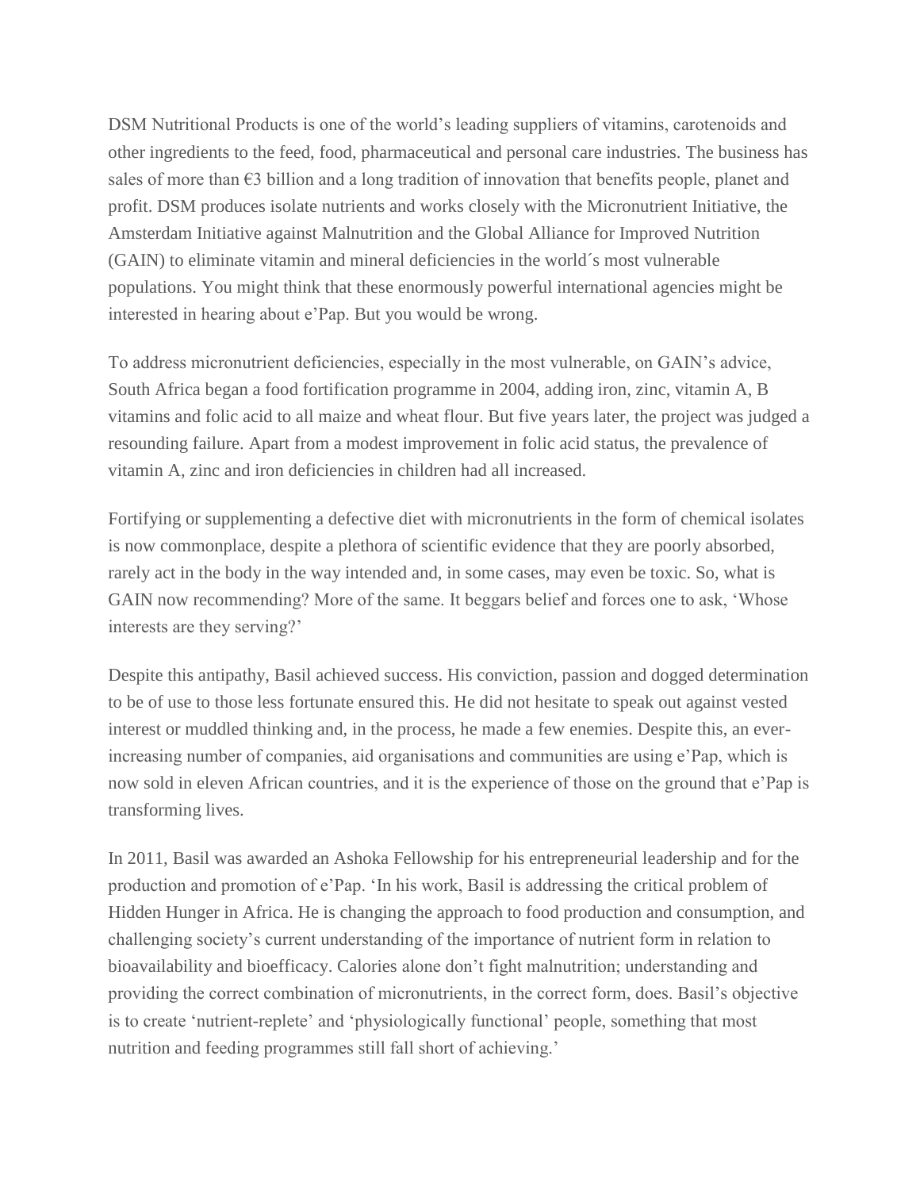DSM Nutritional Products is one of the world's leading suppliers of vitamins, carotenoids and other ingredients to the feed, food, pharmaceutical and personal care industries. The business has sales of more than €3 billion and a long tradition of innovation that benefits people, planet and profit. DSM produces isolate nutrients and works closely with the Micronutrient Initiative, the Amsterdam Initiative against Malnutrition and the Global Alliance for Improved Nutrition (GAIN) to eliminate vitamin and mineral deficiencies in the world´s most vulnerable populations. You might think that these enormously powerful international agencies might be interested in hearing about e'Pap. But you would be wrong.

To address micronutrient deficiencies, especially in the most vulnerable, on GAIN's advice, South Africa began a food fortification programme in 2004, adding iron, zinc, vitamin A, B vitamins and folic acid to all maize and wheat flour. But five years later, the project was judged a resounding failure. Apart from a modest improvement in folic acid status, the prevalence of vitamin A, zinc and iron deficiencies in children had all increased.

Fortifying or supplementing a defective diet with micronutrients in the form of chemical isolates is now commonplace, despite a plethora of scientific evidence that they are poorly absorbed, rarely act in the body in the way intended and, in some cases, may even be toxic. So, what is GAIN now recommending? More of the same. It beggars belief and forces one to ask, 'Whose interests are they serving?'

Despite this antipathy, Basil achieved success. His conviction, passion and dogged determination to be of use to those less fortunate ensured this. He did not hesitate to speak out against vested interest or muddled thinking and, in the process, he made a few enemies. Despite this, an ever-increasing number of companies, aid organisations and communities are using e'Pap, which is now sold in eleven African countries, and it is the experience of those on the ground that e'Pap is transforming lives.

In 2011, Basil was awarded an Ashoka Fellowship for his entrepreneurial leadership and for the production and promotion of e'Pap. 'In his work, Basil is addressing the critical problem of Hidden Hunger in Africa. He is changing the approach to food production and consumption, and challenging society's current understanding of the importance of nutrient form in relation to bioavailability and bioefficacy. Calories alone don't fight malnutrition; understanding and providing the correct combination of micronutrients, in the correct form, does. Basil's objective is to create 'nutrient-replete' and 'physiologically functional' people, something that most nutrition and feeding programmes still fall short of achieving.'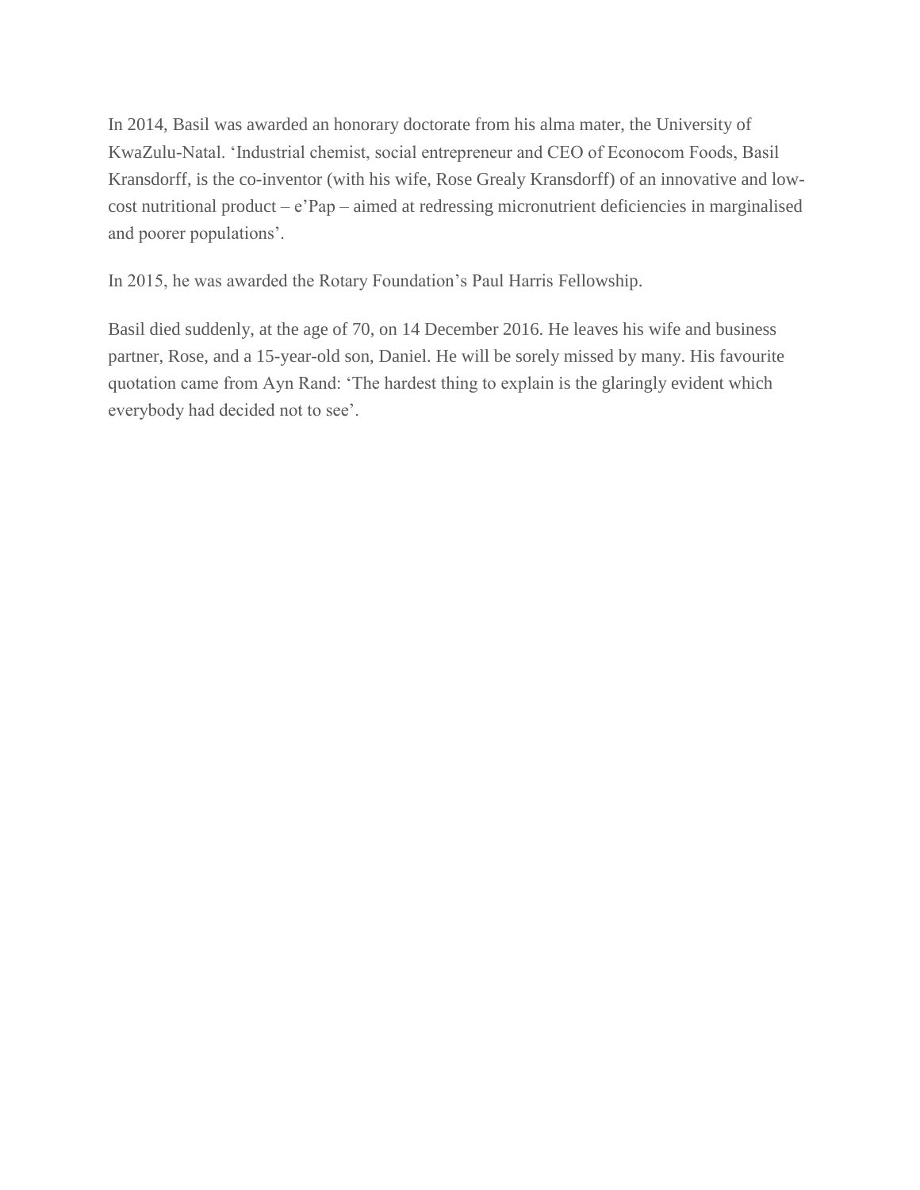In 2014, Basil was awarded an honorary doctorate from his alma mater, the University of KwaZulu-Natal. 'Industrial chemist, social entrepreneur and CEO of Econocom Foods, Basil Kransdorff, is the co-inventor (with his wife, Rose Grealy Kransdorff) of an innovative and low-cost nutritional product – e'Pap – aimed at redressing micronutrient deficiencies in marginalised and poorer populations'.

In 2015, he was awarded the Rotary Foundation's Paul Harris Fellowship.

Basil died suddenly, at the age of 70, on 14 December 2016. He leaves his wife and business partner, Rose, and a 15-year-old son, Daniel. He will be sorely missed by many. His favourite quotation came from Ayn Rand: 'The hardest thing to explain is the glaringly evident which everybody had decided not to see'.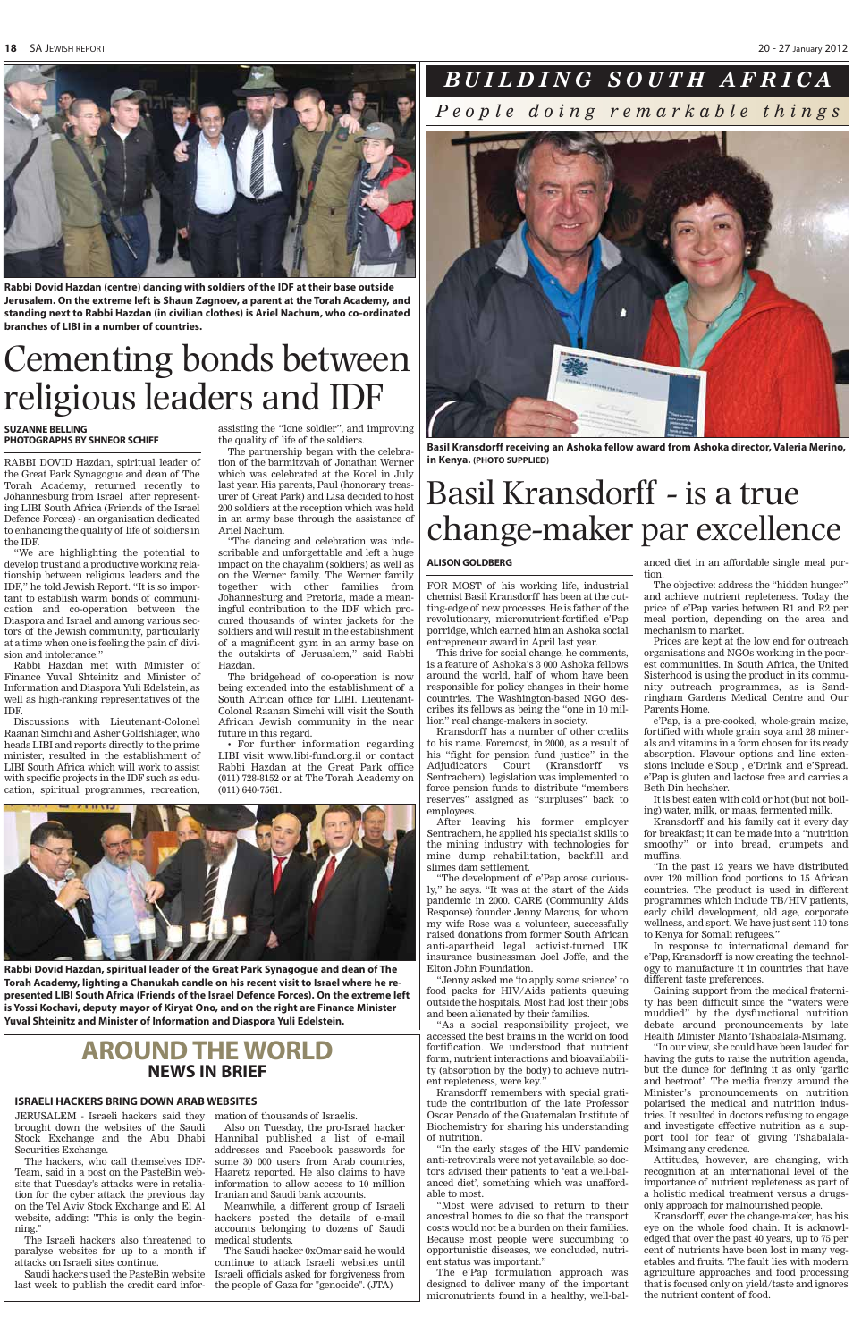Rabbi Dovid Hazdan (centre) dancing with soldiers of the IDF at their base outside Jerusalem. On the extreme left is Shaun Zagnoev, a parent at the Torah Academy, and standing next to Rabbi Hazdan (in civilian clothes) is Ariel Nachum, who co-ordinated branches of LIBI in a number of countries.

# Cementing bonds between religious leaders and IDF

**SUZANNE BELLING**
**PHOTOGRAPHS BY SHNEOR SCHIFF**

RABBI DOVID Hazdan, spiritual leader of the Great Park Synagogue and dean of The Torah Academy, returned recently to Johannesburg from Israel after representing LIBI South Africa (Friends of the Israel Defence Forces) - an organisation dedicated to enhancing the quality of life of soldiers in the IDF.

"We are highlighting the potential to develop trust and a productive working relationship between religious leaders and the IDF," he told Jewish Report. "It is so important to establish warm bonds of communication and co-operation between the Diaspora and Israel and among various sectors of the Jewish community, particularly at a time when one is feeling the pain of division and intolerance."

Rabbi Hazdan met with Minister of Finance Yuval Shteinitz and Minister of Information and Diaspora Yuli Edelstein, as well as high-ranking representatives of the IDF.

Discussions with Lieutenant-Colonel Raanan Simchi and Asher Goldshlager, who heads LIBI and reports directly to the prime minister, resulted in the establishment of LIBI South Africa which will work to assist with specific projects in the IDF such as education, spiritual programmes, recreation, assisting the "lone soldier", and improving the quality of life of the soldiers.

The partnership began with the celebration of the barmitzvah of Jonathan Werner which was celebrated at the Kotel in July last year. His parents, Paul (honorary treasurer of Great Park) and Lisa decided to host 200 soldiers at the reception which was held in an army base through the assistance of Ariel Nachum.

"The dancing and celebration was indescribable and unforgettable and left a huge impact on the chayalim (soldiers) as well as on the Werner family. The Werner family together with other families from Johannesburg and Pretoria, made a meaningful contribution to the IDF which procured thousands of winter jackets for the soldiers and will result in the establishment of a magnificent gym in an army base on the outskirts of Jerusalem," said Rabbi Hazdan.

The bridgehead of co-operation is now being extended into the establishment of a South African office for LIBI. Lieutenant-Colonel Raanan Simchi will visit the South African Jewish community in the near future in this regard.

• For further information regarding LIBI visit www.libi-fund.org.il or contact Rabbi Hazdan at the Great Park office (011) 728-8152 or at The Torah Academy on (011) 640-7561.

Rabbi Dovid Hazdan, spiritual leader of the Great Park Synagogue and dean of The Torah Academy, lighting a Chanukah candle on his recent visit to Israel where he represented LIBI South Africa (Friends of the Israel Defence Forces). On the extreme left is Yossi Kochavi, deputy mayor of Kiryat Ono, and on the right are Finance Minister Yuval Shteinitz and Minister of Information and Diaspora Yuli Edelstein.

## AROUND THE WORLD
### NEWS IN BRIEF

#### ISRAELI HACKERS BRING DOWN ARAB WEBSITES

JERUSALEM - Israeli hackers said they brought down the websites of the Saudi Stock Exchange and the Abu Dhabi Securities Exchange.

The hackers, who call themselves IDF-Team, said in a post on the PasteBin website that Tuesday's attacks were in retaliation for the cyber attack the previous day on the Tel Aviv Stock Exchange and El Al website, adding: "This is only the beginning."

The Israeli hackers also threatened to paralyse websites for up to a month if attacks on Israeli sites continue.

Saudi hackers used the PasteBin website last week to publish the credit card information of thousands of Israelis.

Also on Tuesday, the pro-Israel hacker Hannibal published a list of e-mail addresses and Facebook passwords for some 30 000 users from Arab countries, Haaretz reported. He also claims to have information to allow access to 10 million Iranian and Saudi bank accounts.

Meanwhile, a different group of Israeli hackers posted the details of e-mail accounts belonging to dozens of Saudi medical students.

The Saudi hacker 0xOmar said he would continue to attack Israeli websites until Israeli officials asked for forgiveness from the people of Gaza for "genocide". (JTA)

## BUILDING SOUTH AFRICA
*People doing remarkable things*

Basil Kransdorff receiving an Ashoka fellow award from Ashoka director, Valeria Merino, in Kenya. (PHOTO SUPPLIED)

# Basil Kransdorff - is a true change-maker par excellence

**ALISON GOLDBERG**

FOR MOST of his working life, industrial chemist Basil Kransdorff has been at the cutting-edge of new processes. He is father of the revolutionary, micronutrient-fortified e'Pap porridge, which earned him an Ashoka social entrepreneur award in April last year.

This drive for social change, he comments, is a feature of Ashoka's 3 000 Ashoka fellows around the world, half of whom have been responsible for policy changes in their home countries. The Washington-based NGO describes its fellows as being the "one in 10 million" real change-makers in society.

Kransdorff has a number of other credits to his name. Foremost, in 2000, as a result of his "fight for pension fund justice" in the Adjudicators Court (Kransdorff vs Sentrachem), legislation was implemented to force pension funds to distribute "members reserves" assigned as "surpluses" back to employees.

After leaving his former employer Sentrachem, he applied his specialist skills to the mining industry with technologies for mine dump rehabilitation, backfill and slimes dam settlement.

"The development of e'Pap arose curiously," he says. "It was at the start of the Aids pandemic in 2000. CARE (Community Aids Response) founder Jenny Marcus, for whom my wife Rose was a volunteer, successfully raised donations from former South African anti-apartheid legal activist-turned UK insurance businessman Joel Joffe, and the Elton John Foundation.

"Jenny asked me 'to apply some science' to food packs for HIV/Aids patients queuing outside the hospitals. Most had lost their jobs and been alienated by their families.

"As a social responsibility project, we accessed the best brains in the world on food fortification. We understood that nutrient form, nutrient interactions and bioavailability (absorption by the body) to achieve nutrient repleteness, were key."

Kransdorff remembers with special gratitude the contribution of the late Professor Oscar Penado of the Guatemalan Institute of Biochemistry for sharing his understanding of nutrition.

"In the early stages of the HIV pandemic anti-retrovirals were not yet available, so doctors advised their patients to 'eat a well-balanced diet', something which was unaffordable to most.

"Most were advised to return to their ancestral homes to die so that the transport costs would not be a burden on their families. Because most people were succumbing to opportunistic diseases, we concluded, nutrient status was important."

The e'Pap formulation approach was designed to deliver many of the important micronutrients found in a healthy, well-balanced diet in an affordable single meal portion.

The objective: address the "hidden hunger" and achieve nutrient repleteness. Today the price of e'Pap varies between R1 and R2 per meal portion, depending on the area and mechanism to market.

Prices are kept at the low end for outreach organisations and NGOs working in the poorest communities. In South Africa, the United Sisterhood is using the product in its community outreach programmes, as is Sandringham Gardens Medical Centre and Our Parents Home.

e'Pap, is a pre-cooked, whole-grain maize, fortified with whole grain soya and 28 minerals and vitamins in a form chosen for its ready absorption. Flavour options and line extensions include e'Soup, e'Drink and e'Spread. e'Pap is gluten and lactose free and carries a Beth Din hechsher.

It is best eaten with cold or hot (but not boiling) water, milk, or maas, fermented milk.

Kransdorff and his family eat it every day for breakfast; it can be made into a "nutrition smoothy" or into bread, crumpets and muffins.

"In the past 12 years we have distributed over 120 million food portions to 15 African countries. The product is used in different programmes which include TB/HIV patients, early child development, old age, corporate wellness, and sport. We have just sent 110 tons to Kenya for Somali refugees."

In response to international demand for e'Pap, Kransdorff is now creating the technology to manufacture it in countries that have different taste preferences.

Gaining support from the medical fraternity has been difficult since the "waters were muddied" by the dysfunctional nutrition debate around pronouncements by late Health Minister Manto Tshabalala-Msimang.

"In our view, she could have been lauded for having the guts to raise the nutrition agenda, but the dunce for defining it as only 'garlic and beetroot'. The media frenzy around the Minister's pronouncements on nutrition polarised the medical and nutrition industries. It resulted in doctors refusing to engage and investigate effective nutrition as a support tool for fear of giving Tshabalala-Msimang any credence.

Attitudes, however, are changing, with recognition at an international level of the importance of nutrient repleteness as part of a holistic medical treatment versus a drugs-only approach for malnourished people.

Kransdorff, ever the change-maker, has his eye on the whole food chain. It is acknowledged that over the past 40 years, up to 75 per cent of nutrients have been lost in many vegetables and fruits. The fault lies with modern agriculture approaches and food processing that is focused only on yield/taste and ignores the nutrient content of food.